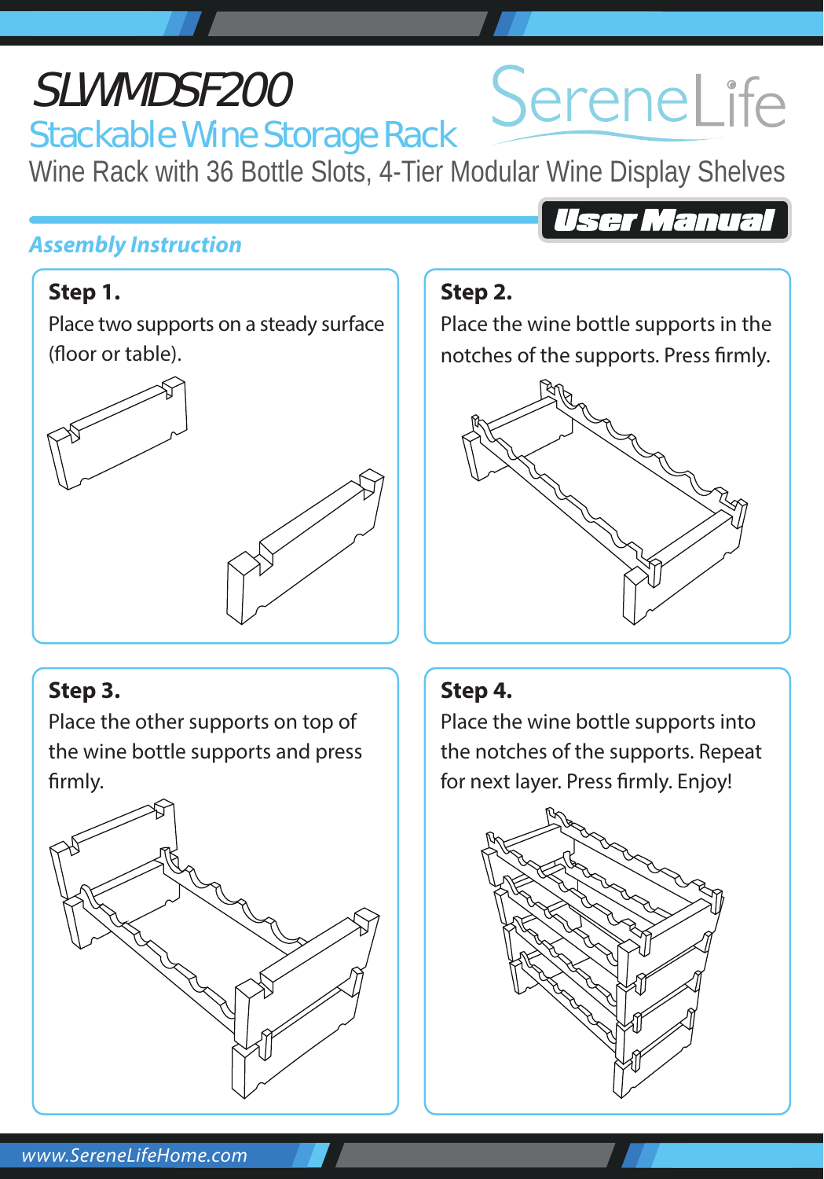# SLWMDSF200

## Stackable Wine Storage Rack

SereneLife

Wine Rack with 36 Bottle Slots, 4-Tier Modular Wine Display Shelves

**User Manual**

### *Assembly Instruction*

**Step 1.**

Place two supports on a steady surface (floor or table).

**Step 2.**

Place the wine bottle supports in the notches of the supports. Press firmly.

**Step 3.**

Place the other supports on top of the wine bottle supports and press firmly.

**Step 4.**

Place the wine bottle supports into the notches of the supports. Repeat for next layer. Press firmly. Enjoy!

*www.SereneLifeHome.com*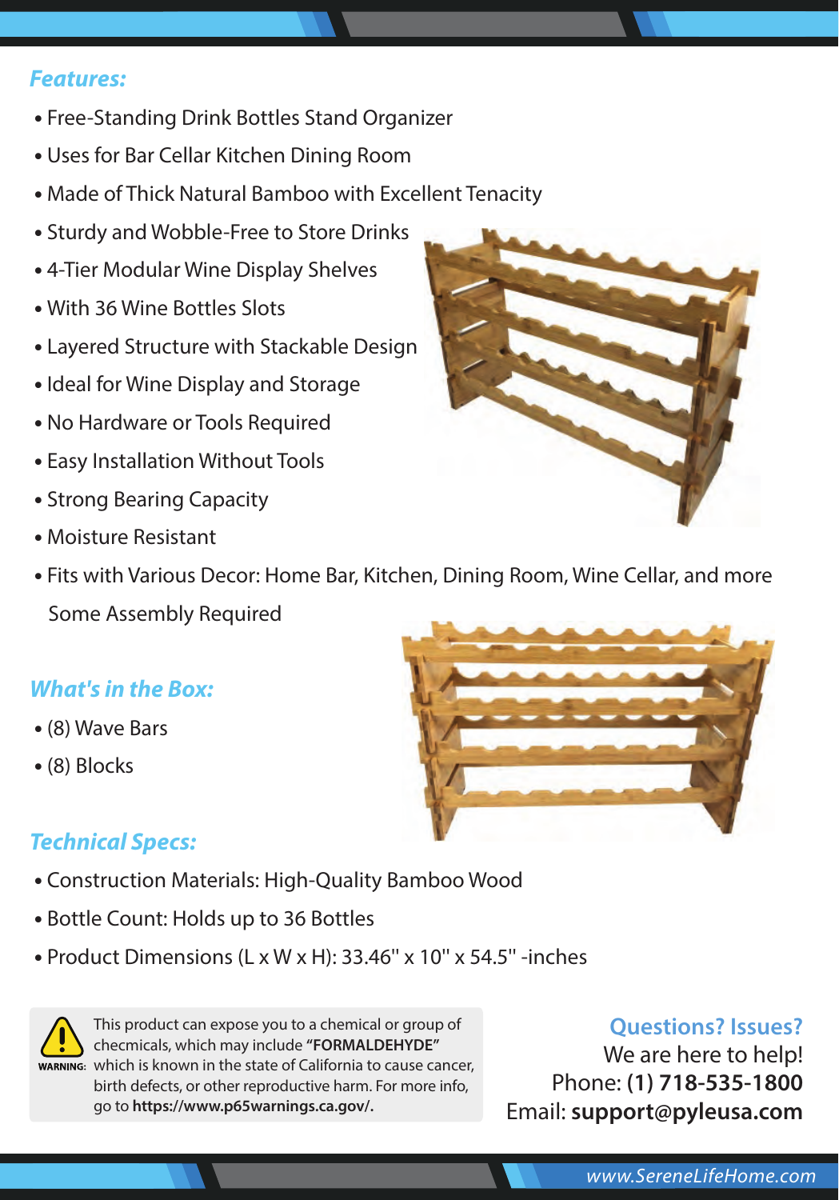### *Features:*

- Free-Standing Drink Bottles Stand Organizer
- Uses for Bar Cellar Kitchen Dining Room
- Made of Thick Natural Bamboo with Excellent Tenacity
- Sturdy and Wobble-Free to Store Drinks
- 4-Tier Modular Wine Display Shelves
- With 36 Wine Bottles Slots
- Layered Structure with Stackable Design
- Ideal for Wine Display and Storage
- No Hardware or Tools Required
- Easy Installation Without Tools
- Strong Bearing Capacity
- Moisture Resistant
- Fits with Various Decor: Home Bar, Kitchen, Dining Room, Wine Cellar, and more

  Some Assembly Required

### *What's in the Box:*

- (8) Wave Bars
- (8) Blocks

### *Technical Specs:*

- Construction Materials: High-Quality Bamboo Wood
- Bottle Count: Holds up to 36 Bottles
- Product Dimensions (L x W x H): 33.46'' x 10'' x 54.5'' -inches

WARNING: This product can expose you to a chemical or group of checmicals, which may include **"FORMALDEHYDE"** which is known in the state of California to cause cancer, birth defects, or other reproductive harm. For more info, go to **https://www.p65warnings.ca.gov/.**

**Questions? Issues?**
We are here to help!
Phone: **(1) 718-535-1800**
Email: **support@pyleusa.com**

*www.SereneLifeHome.com*